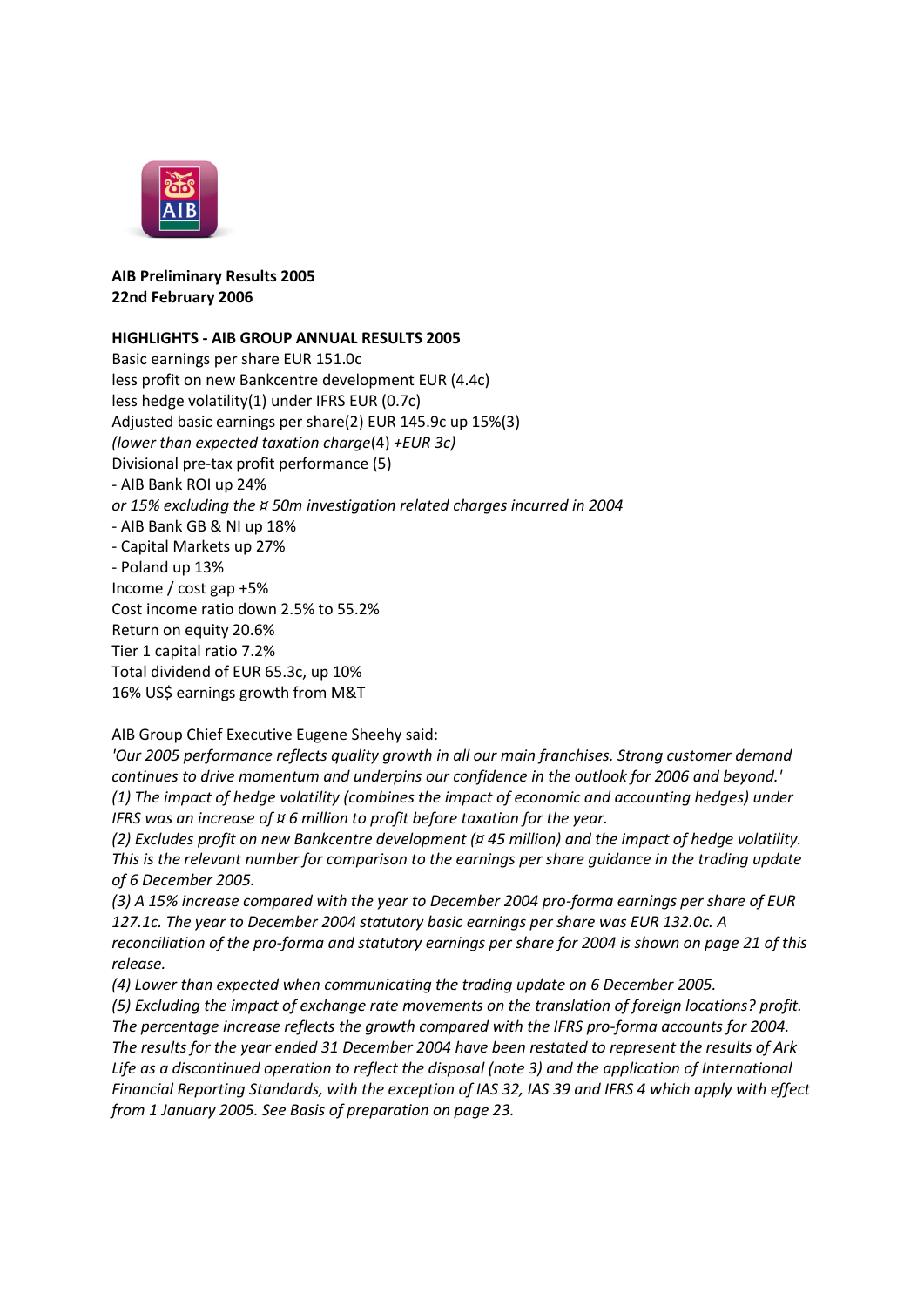**AIB Preliminary Results 2005**
**22nd February 2006**

**HIGHLIGHTS - AIB GROUP ANNUAL RESULTS 2005**

Basic earnings per share EUR 151.0c
less profit on new Bankcentre development EUR (4.4c)
less hedge volatility(1) under IFRS EUR (0.7c)
Adjusted basic earnings per share(2) EUR 145.9c up 15%(3)
*(lower than expected taxation charge*(4) *+EUR 3c)*
Divisional pre-tax profit performance (5)
- AIB Bank ROI up 24%
*or 15% excluding the ¤ 50m investigation related charges incurred in 2004*
- AIB Bank GB & NI up 18%
- Capital Markets up 27%
- Poland up 13%
Income / cost gap +5%
Cost income ratio down 2.5% to 55.2%
Return on equity 20.6%
Tier 1 capital ratio 7.2%
Total dividend of EUR 65.3c, up 10%
16% US$ earnings growth from M&T

AIB Group Chief Executive Eugene Sheehy said:
*'Our 2005 performance reflects quality growth in all our main franchises. Strong customer demand continues to drive momentum and underpins our confidence in the outlook for 2006 and beyond.'*
*(1) The impact of hedge volatility (combines the impact of economic and accounting hedges) under IFRS was an increase of ¤ 6 million to profit before taxation for the year.*
*(2) Excludes profit on new Bankcentre development (¤ 45 million) and the impact of hedge volatility. This is the relevant number for comparison to the earnings per share guidance in the trading update of 6 December 2005.*
*(3) A 15% increase compared with the year to December 2004 pro-forma earnings per share of EUR 127.1c. The year to December 2004 statutory basic earnings per share was EUR 132.0c. A reconciliation of the pro-forma and statutory earnings per share for 2004 is shown on page 21 of this release.*
*(4) Lower than expected when communicating the trading update on 6 December 2005.*
*(5) Excluding the impact of exchange rate movements on the translation of foreign locations? profit. The percentage increase reflects the growth compared with the IFRS pro-forma accounts for 2004. The results for the year ended 31 December 2004 have been restated to represent the results of Ark Life as a discontinued operation to reflect the disposal (note 3) and the application of International Financial Reporting Standards, with the exception of IAS 32, IAS 39 and IFRS 4 which apply with effect from 1 January 2005. See Basis of preparation on page 23.*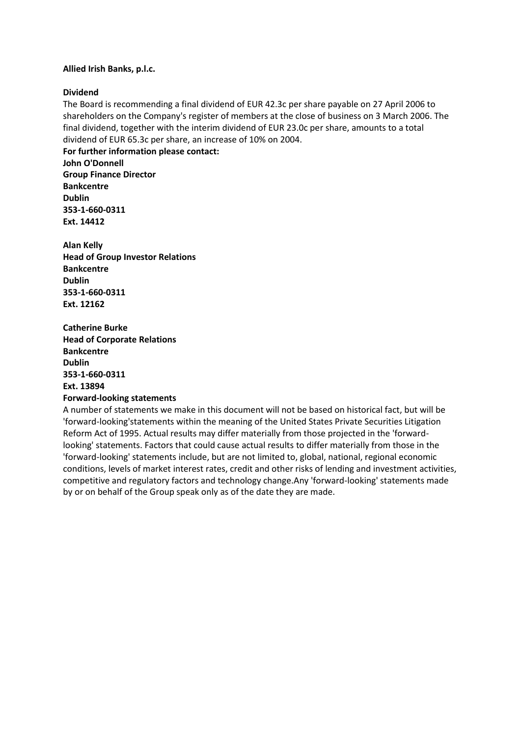**Allied Irish Banks, p.l.c.**

**Dividend**

The Board is recommending a final dividend of EUR 42.3c per share payable on 27 April 2006 to shareholders on the Company's register of members at the close of business on 3 March 2006. The final dividend, together with the interim dividend of EUR 23.0c per share, amounts to a total dividend of EUR 65.3c per share, an increase of 10% on 2004.

**For further information please contact:**

**John O'Donnell**
**Group Finance Director**
**Bankcentre**
**Dublin**
**353-1-660-0311**
**Ext. 14412**

**Alan Kelly**
**Head of Group Investor Relations**
**Bankcentre**
**Dublin**
**353-1-660-0311**
**Ext. 12162**

**Catherine Burke**
**Head of Corporate Relations**
**Bankcentre**
**Dublin**
**353-1-660-0311**
**Ext. 13894**

**Forward-looking statements**

A number of statements we make in this document will not be based on historical fact, but will be 'forward-looking'statements within the meaning of the United States Private Securities Litigation Reform Act of 1995. Actual results may differ materially from those projected in the 'forward-looking' statements. Factors that could cause actual results to differ materially from those in the 'forward-looking' statements include, but are not limited to, global, national, regional economic conditions, levels of market interest rates, credit and other risks of lending and investment activities, competitive and regulatory factors and technology change.Any 'forward-looking' statements made by or on behalf of the Group speak only as of the date they are made.